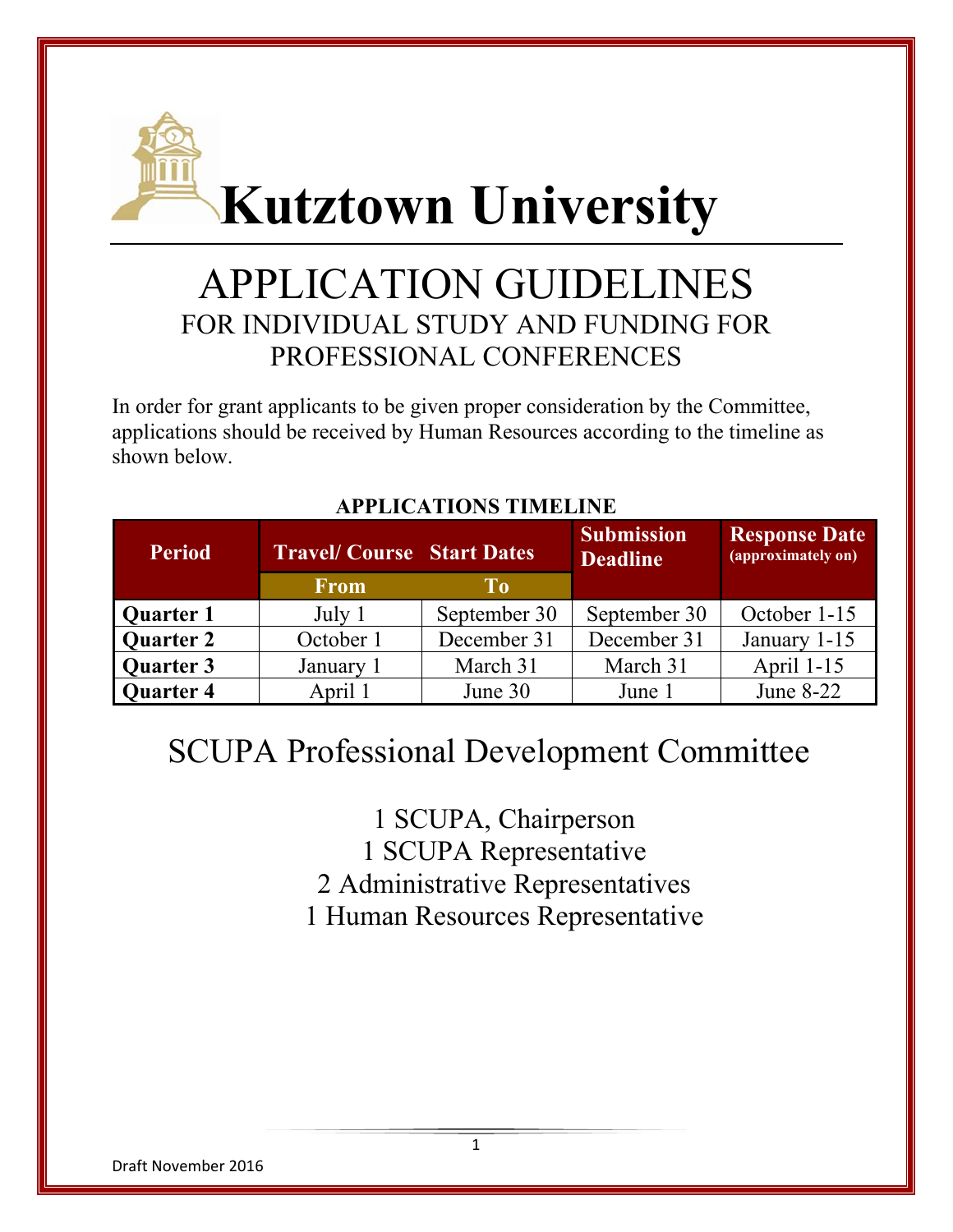# Kutztown University

## APPLICATION GUIDELINES

### FOR INDIVIDUAL STUDY AND FUNDING FOR PROFESSIONAL CONFERENCES

In order for grant applicants to be given proper consideration by the Committee, applications should be received by Human Resources according to the timeline as shown below.

**APPLICATIONS TIMELINE**

| Period | Travel/ Course Start Dates | | Submission Deadline | Response Date (approximately on) |
|---|---|---|---|---|
| | From | To | | |
| **Quarter 1** | July 1 | September 30 | September 30 | October 1-15 |
| **Quarter 2** | October 1 | December 31 | December 31 | January 1-15 |
| **Quarter 3** | January 1 | March 31 | March 31 | April 1-15 |
| **Quarter 4** | April 1 | June 30 | June 1 | June 8-22 |

## SCUPA Professional Development Committee

1 SCUPA, Chairperson
1 SCUPA Representative
2 Administrative Representatives
1 Human Resources Representative

Draft November 2016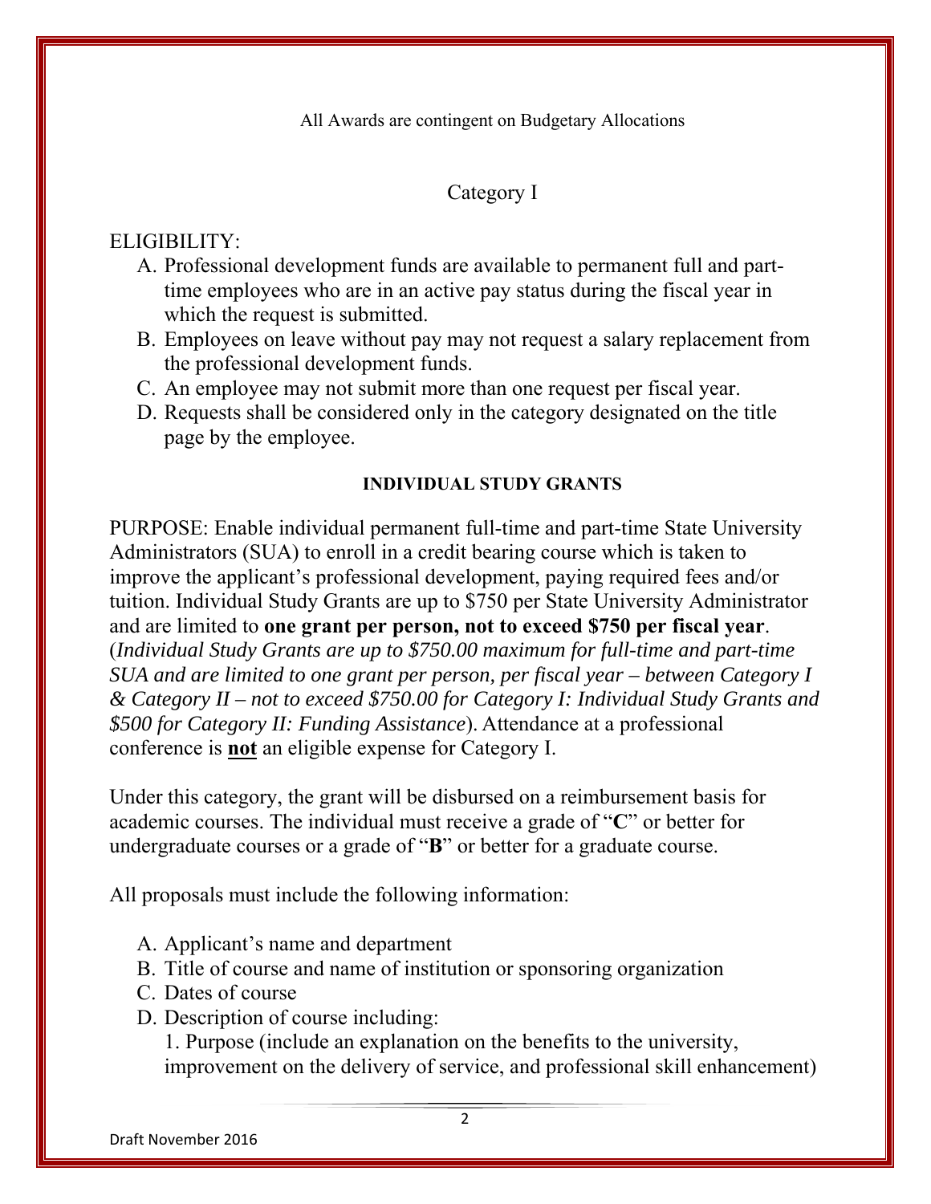All Awards are contingent on Budgetary Allocations

## Category I

ELIGIBILITY:

A. Professional development funds are available to permanent full and part-time employees who are in an active pay status during the fiscal year in which the request is submitted.
B. Employees on leave without pay may not request a salary replacement from the professional development funds.
C. An employee may not submit more than one request per fiscal year.
D. Requests shall be considered only in the category designated on the title page by the employee.

### INDIVIDUAL STUDY GRANTS

PURPOSE: Enable individual permanent full-time and part-time State University Administrators (SUA) to enroll in a credit bearing course which is taken to improve the applicant's professional development, paying required fees and/or tuition. Individual Study Grants are up to $750 per State University Administrator and are limited to **one grant per person, not to exceed $750 per fiscal year**. (*Individual Study Grants are up to $750.00 maximum for full-time and part-time SUA and are limited to one grant per person, per fiscal year – between Category I & Category II – not to exceed $750.00 for Category I: Individual Study Grants and $500 for Category II: Funding Assistance*). Attendance at a professional conference is **not** an eligible expense for Category I.

Under this category, the grant will be disbursed on a reimbursement basis for academic courses. The individual must receive a grade of "**C**" or better for undergraduate courses or a grade of "**B**" or better for a graduate course.

All proposals must include the following information:

A. Applicant's name and department
B. Title of course and name of institution or sponsoring organization
C. Dates of course
D. Description of course including:
   1. Purpose (include an explanation on the benefits to the university, improvement on the delivery of service, and professional skill enhancement)

Draft November 2016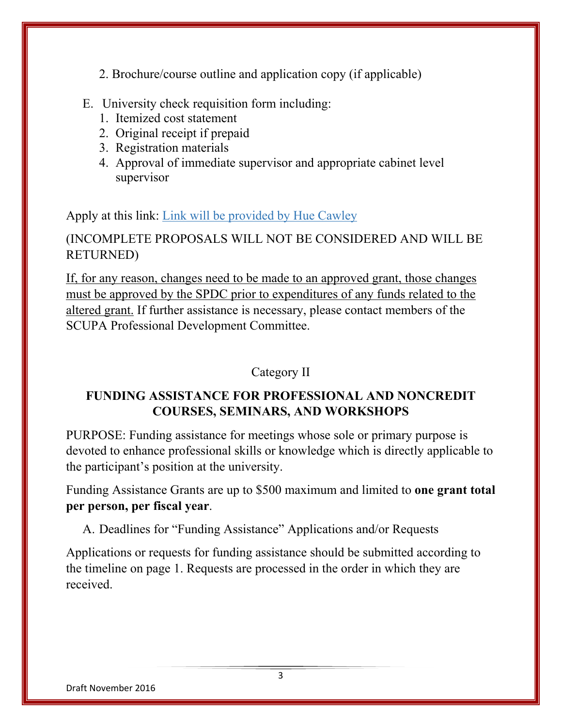2. Brochure/course outline and application copy (if applicable)

E. University check requisition form including:
   1. Itemized cost statement
   2. Original receipt if prepaid
   3. Registration materials
   4. Approval of immediate supervisor and appropriate cabinet level supervisor

Apply at this link: Link will be provided by Hue Cawley

(INCOMPLETE PROPOSALS WILL NOT BE CONSIDERED AND WILL BE RETURNED)

<u>If, for any reason, changes need to be made to an approved grant, those changes must be approved by the SPDC prior to expenditures of any funds related to the altered grant.</u> If further assistance is necessary, please contact members of the SCUPA Professional Development Committee.

Category II

## FUNDING ASSISTANCE FOR PROFESSIONAL AND NONCREDIT COURSES, SEMINARS, AND WORKSHOPS

PURPOSE: Funding assistance for meetings whose sole or primary purpose is devoted to enhance professional skills or knowledge which is directly applicable to the participant's position at the university.

Funding Assistance Grants are up to $500 maximum and limited to **one grant total per person, per fiscal year**.

A. Deadlines for "Funding Assistance" Applications and/or Requests

Applications or requests for funding assistance should be submitted according to the timeline on page 1. Requests are processed in the order in which they are received.

Draft November 2016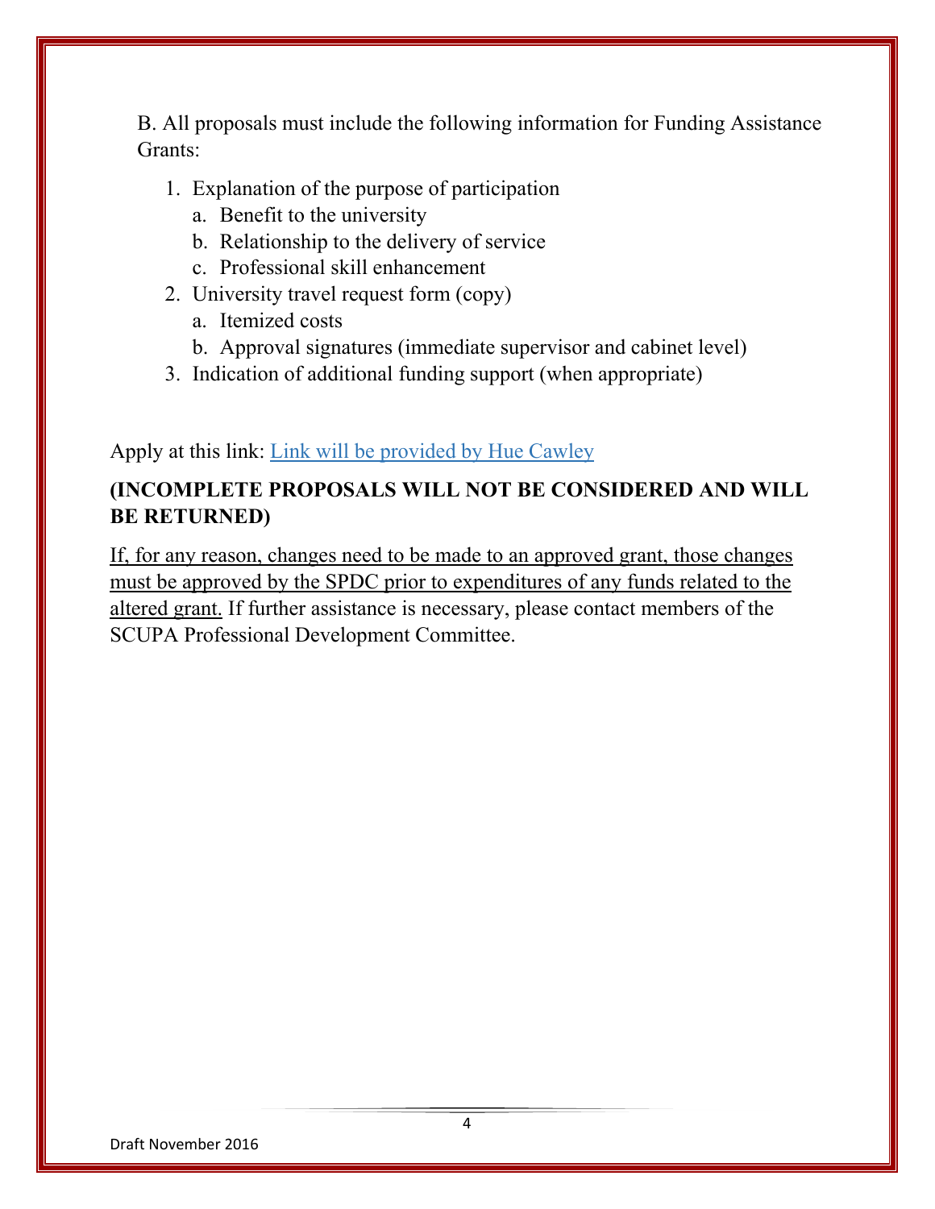B. All proposals must include the following information for Funding Assistance Grants:

1. Explanation of the purpose of participation
   a. Benefit to the university
   b. Relationship to the delivery of service
   c. Professional skill enhancement
2. University travel request form (copy)
   a. Itemized costs
   b. Approval signatures (immediate supervisor and cabinet level)
3. Indication of additional funding support (when appropriate)

Apply at this link: Link will be provided by Hue Cawley

**(INCOMPLETE PROPOSALS WILL NOT BE CONSIDERED AND WILL BE RETURNED)**

<u>If, for any reason, changes need to be made to an approved grant, those changes must be approved by the SPDC prior to expenditures of any funds related to the altered grant.</u> If further assistance is necessary, please contact members of the SCUPA Professional Development Committee.

Draft November 2016